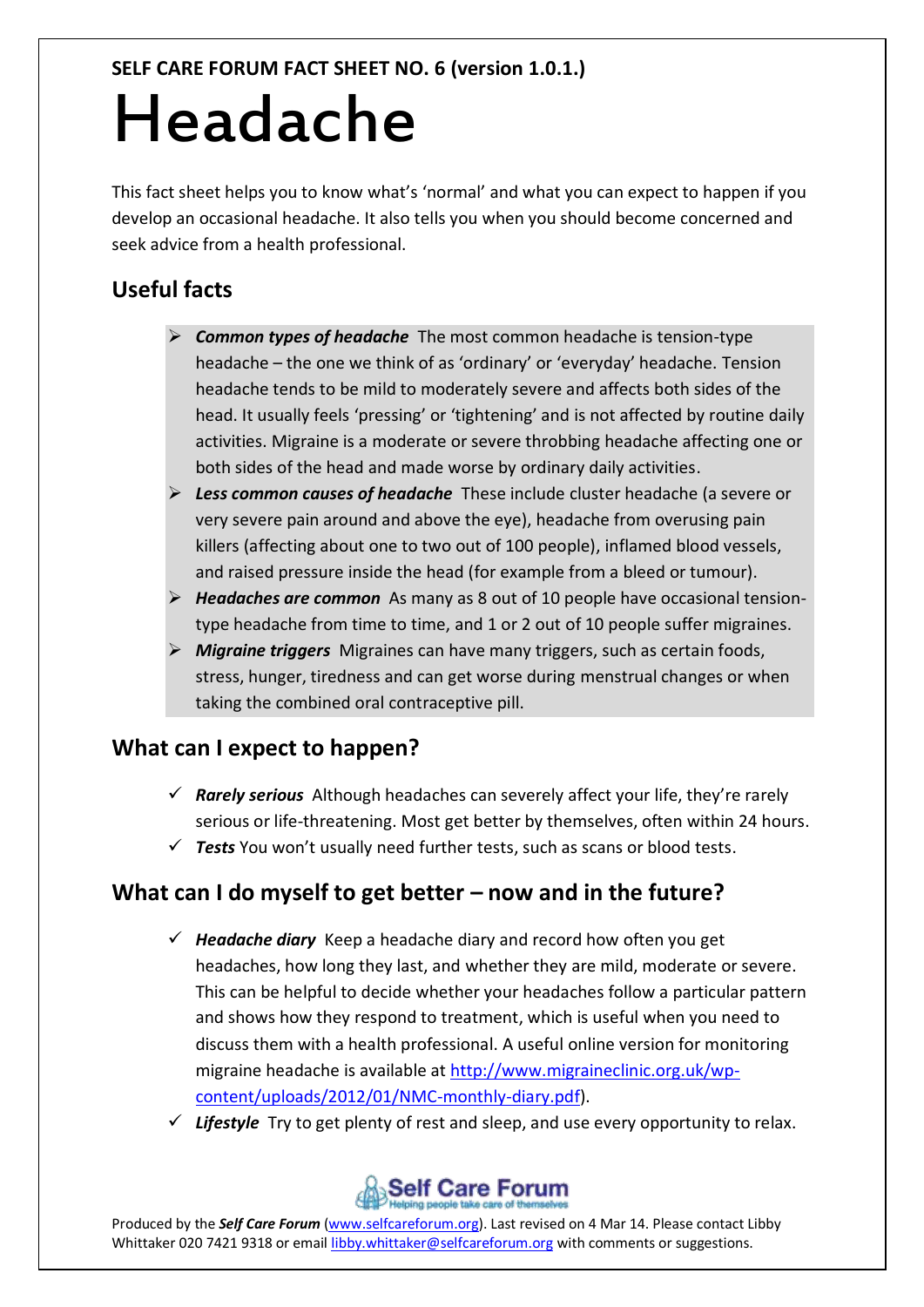**SELF CARE FORUM FACT SHEET NO. 6 (version 1.0.1.)**

# Headache

This fact sheet helps you to know what's 'normal' and what you can expect to happen if you develop an occasional headache. It also tells you when you should become concerned and seek advice from a health professional.

## Useful facts

- ***Common types of headache*** The most common headache is tension-type headache – the one we think of as 'ordinary' or 'everyday' headache. Tension headache tends to be mild to moderately severe and affects both sides of the head. It usually feels 'pressing' or 'tightening' and is not affected by routine daily activities. Migraine is a moderate or severe throbbing headache affecting one or both sides of the head and made worse by ordinary daily activities.
- ***Less common causes of headache*** These include cluster headache (a severe or very severe pain around and above the eye), headache from overusing pain killers (affecting about one to two out of 100 people), inflamed blood vessels, and raised pressure inside the head (for example from a bleed or tumour).
- ***Headaches are common*** As many as 8 out of 10 people have occasional tension-type headache from time to time, and 1 or 2 out of 10 people suffer migraines.
- ***Migraine triggers*** Migraines can have many triggers, such as certain foods, stress, hunger, tiredness and can get worse during menstrual changes or when taking the combined oral contraceptive pill.

## What can I expect to happen?

- ***Rarely serious*** Although headaches can severely affect your life, they're rarely serious or life-threatening. Most get better by themselves, often within 24 hours.
- ***Tests*** You won't usually need further tests, such as scans or blood tests.

## What can I do myself to get better – now and in the future?

- ***Headache diary*** Keep a headache diary and record how often you get headaches, how long they last, and whether they are mild, moderate or severe. This can be helpful to decide whether your headaches follow a particular pattern and shows how they respond to treatment, which is useful when you need to discuss them with a health professional. A useful online version for monitoring migraine headache is available at http://www.migraineclinic.org.uk/wp-content/uploads/2012/01/NMC-monthly-diary.pdf).
- ***Lifestyle*** Try to get plenty of rest and sleep, and use every opportunity to relax.

Produced by the ***Self Care Forum*** (www.selfcareforum.org). Last revised on 4 Mar 14. Please contact Libby Whittaker 020 7421 9318 or email libby.whittaker@selfcareforum.org with comments or suggestions.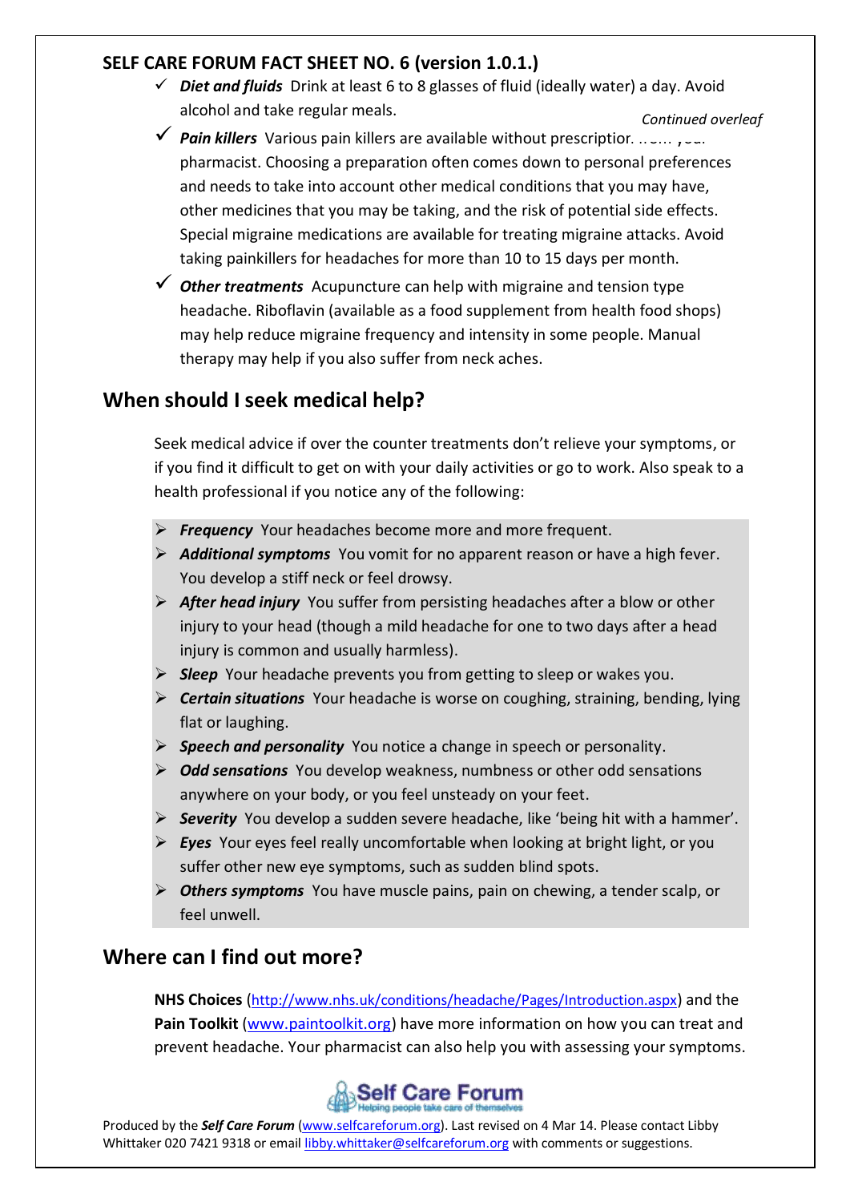## SELF CARE FORUM FACT SHEET NO. 6 (version 1.0.1.)

- ✓ ***Diet and fluids*** Drink at least 6 to 8 glasses of fluid (ideally water) a day. Avoid alcohol and take regular meals.

*Continued overleaf*

- ✓ ***Pain killers*** Various pain killers are available without prescription. Ask your pharmacist. Choosing a preparation often comes down to personal preferences and needs to take into account other medical conditions that you may have, other medicines that you may be taking, and the risk of potential side effects. Special migraine medications are available for treating migraine attacks. Avoid taking painkillers for headaches for more than 10 to 15 days per month.
- ✓ ***Other treatments*** Acupuncture can help with migraine and tension type headache. Riboflavin (available as a food supplement from health food shops) may help reduce migraine frequency and intensity in some people. Manual therapy may help if you also suffer from neck aches.

## When should I seek medical help?

Seek medical advice if over the counter treatments don't relieve your symptoms, or if you find it difficult to get on with your daily activities or go to work. Also speak to a health professional if you notice any of the following:

- ***Frequency*** Your headaches become more and more frequent.
- ***Additional symptoms*** You vomit for no apparent reason or have a high fever. You develop a stiff neck or feel drowsy.
- ***After head injury*** You suffer from persisting headaches after a blow or other injury to your head (though a mild headache for one to two days after a head injury is common and usually harmless).
- ***Sleep*** Your headache prevents you from getting to sleep or wakes you.
- ***Certain situations*** Your headache is worse on coughing, straining, bending, lying flat or laughing.
- ***Speech and personality*** You notice a change in speech or personality.
- ***Odd sensations*** You develop weakness, numbness or other odd sensations anywhere on your body, or you feel unsteady on your feet.
- ***Severity*** You develop a sudden severe headache, like 'being hit with a hammer'.
- ***Eyes*** Your eyes feel really uncomfortable when looking at bright light, or you suffer other new eye symptoms, such as sudden blind spots.
- ***Others symptoms*** You have muscle pains, pain on chewing, a tender scalp, or feel unwell.

## Where can I find out more?

**NHS Choices** (http://www.nhs.uk/conditions/headache/Pages/Introduction.aspx) and the **Pain Toolkit** (www.paintoolkit.org) have more information on how you can treat and prevent headache. Your pharmacist can also help you with assessing your symptoms.

Self Care Forum
Helping people take care of themselves

Produced by the ***Self Care Forum*** (www.selfcareforum.org). Last revised on 4 Mar 14. Please contact Libby Whittaker 020 7421 9318 or email libby.whittaker@selfcareforum.org with comments or suggestions.